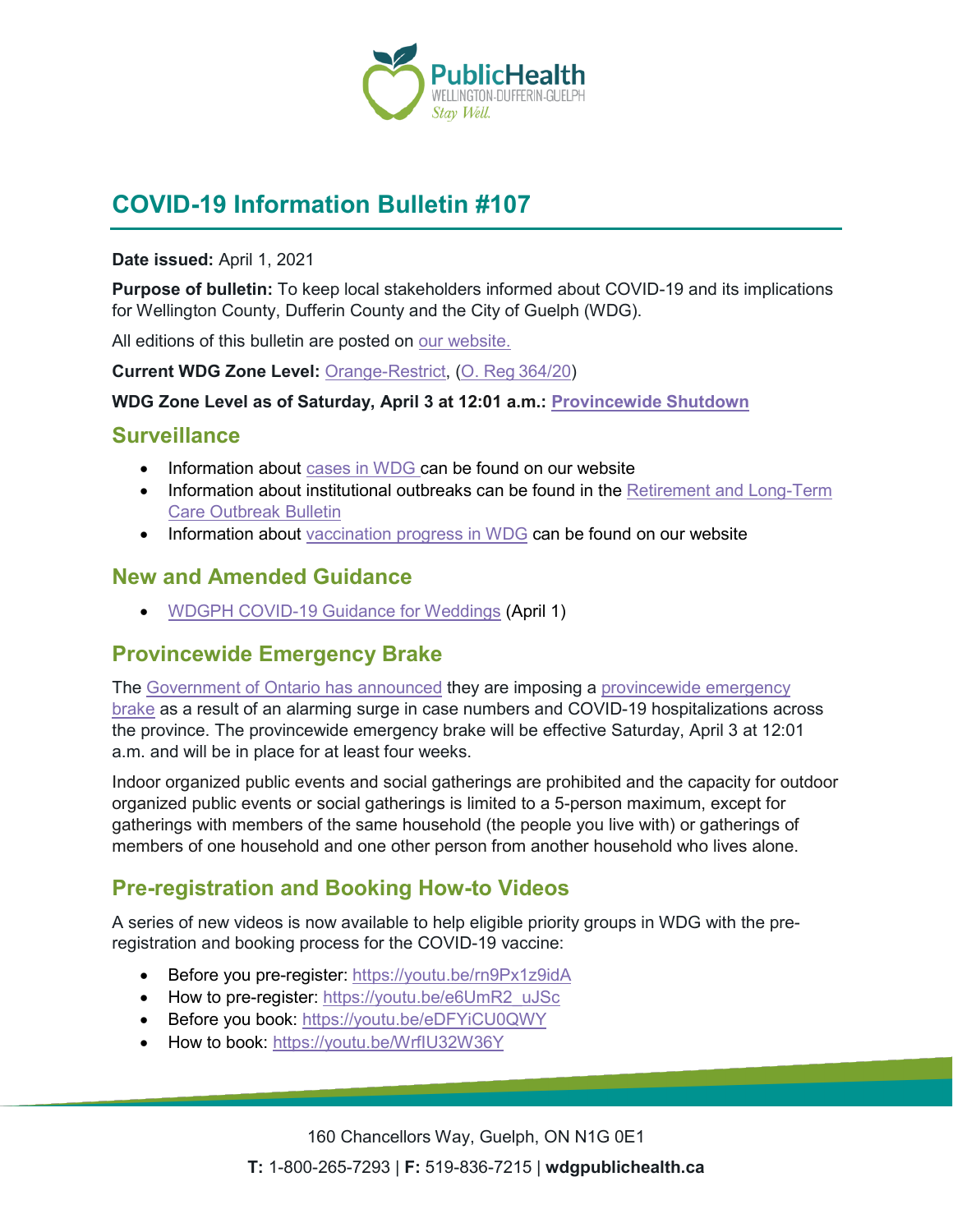# COVID-19 Information Bulletin #107

**Date issued:** April 1, 2021

**Purpose of bulletin:** To keep local stakeholders informed about COVID-19 and its implications for Wellington County, Dufferin County and the City of Guelph (WDG).

All editions of this bulletin are posted on our website.

**Current WDG Zone Level:** Orange-Restrict, (O. Reg 364/20)

**WDG Zone Level as of Saturday, April 3 at 12:01 a.m.: Provincewide Shutdown**

## Surveillance

- Information about cases in WDG can be found on our website
- Information about institutional outbreaks can be found in the Retirement and Long-Term Care Outbreak Bulletin
- Information about vaccination progress in WDG can be found on our website

## New and Amended Guidance

- WDGPH COVID-19 Guidance for Weddings (April 1)

## Provincewide Emergency Brake

The Government of Ontario has announced they are imposing a provincewide emergency brake as a result of an alarming surge in case numbers and COVID-19 hospitalizations across the province. The provincewide emergency brake will be effective Saturday, April 3 at 12:01 a.m. and will be in place for at least four weeks.

Indoor organized public events and social gatherings are prohibited and the capacity for outdoor organized public events or social gatherings is limited to a 5-person maximum, except for gatherings with members of the same household (the people you live with) or gatherings of members of one household and one other person from another household who lives alone.

## Pre-registration and Booking How-to Videos

A series of new videos is now available to help eligible priority groups in WDG with the pre-registration and booking process for the COVID-19 vaccine:

- Before you pre-register: https://youtu.be/rn9Px1z9idA
- How to pre-register: https://youtu.be/e6UmR2_uJSc
- Before you book: https://youtu.be/eDFYiCU0QWY
- How to book: https://youtu.be/WrfIU32W36Y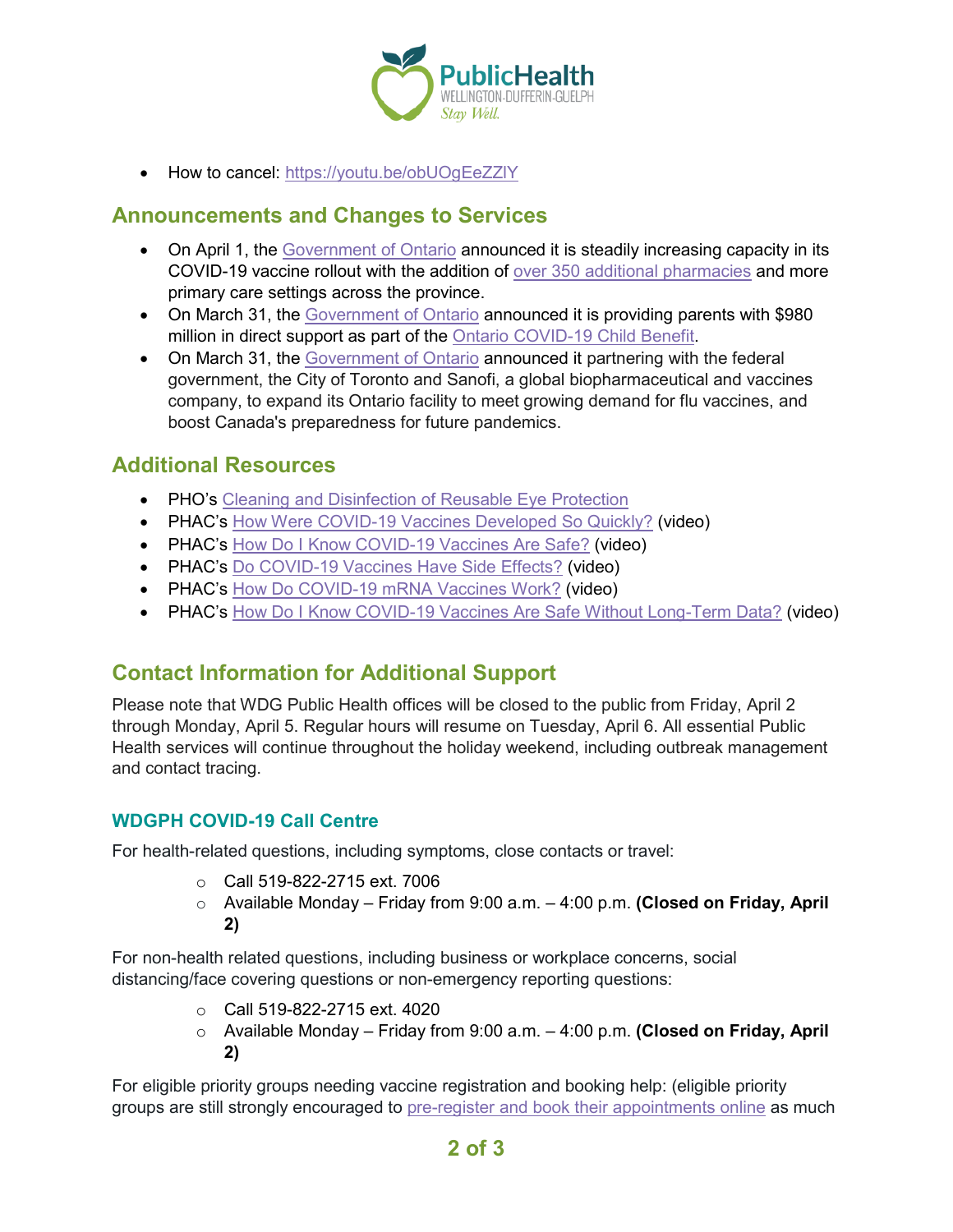- How to cancel: https://youtu.be/obUOgEeZZlY

## Announcements and Changes to Services

- On April 1, the Government of Ontario announced it is steadily increasing capacity in its COVID-19 vaccine rollout with the addition of over 350 additional pharmacies and more primary care settings across the province.
- On March 31, the Government of Ontario announced it is providing parents with $980 million in direct support as part of the Ontario COVID-19 Child Benefit.
- On March 31, the Government of Ontario announced it partnering with the federal government, the City of Toronto and Sanofi, a global biopharmaceutical and vaccines company, to expand its Ontario facility to meet growing demand for flu vaccines, and boost Canada's preparedness for future pandemics.

## Additional Resources

- PHO's Cleaning and Disinfection of Reusable Eye Protection
- PHAC's How Were COVID-19 Vaccines Developed So Quickly? (video)
- PHAC's How Do I Know COVID-19 Vaccines Are Safe? (video)
- PHAC's Do COVID-19 Vaccines Have Side Effects? (video)
- PHAC's How Do COVID-19 mRNA Vaccines Work? (video)
- PHAC's How Do I Know COVID-19 Vaccines Are Safe Without Long-Term Data? (video)

## Contact Information for Additional Support

Please note that WDG Public Health offices will be closed to the public from Friday, April 2 through Monday, April 5. Regular hours will resume on Tuesday, April 6. All essential Public Health services will continue throughout the holiday weekend, including outbreak management and contact tracing.

### WDGPH COVID-19 Call Centre

For health-related questions, including symptoms, close contacts or travel:

- Call 519-822-2715 ext. 7006
- Available Monday – Friday from 9:00 a.m. – 4:00 p.m. **(Closed on Friday, April 2)**

For non-health related questions, including business or workplace concerns, social distancing/face covering questions or non-emergency reporting questions:

- Call 519-822-2715 ext. 4020
- Available Monday – Friday from 9:00 a.m. – 4:00 p.m. **(Closed on Friday, April 2)**

For eligible priority groups needing vaccine registration and booking help: (eligible priority groups are still strongly encouraged to pre-register and book their appointments online as much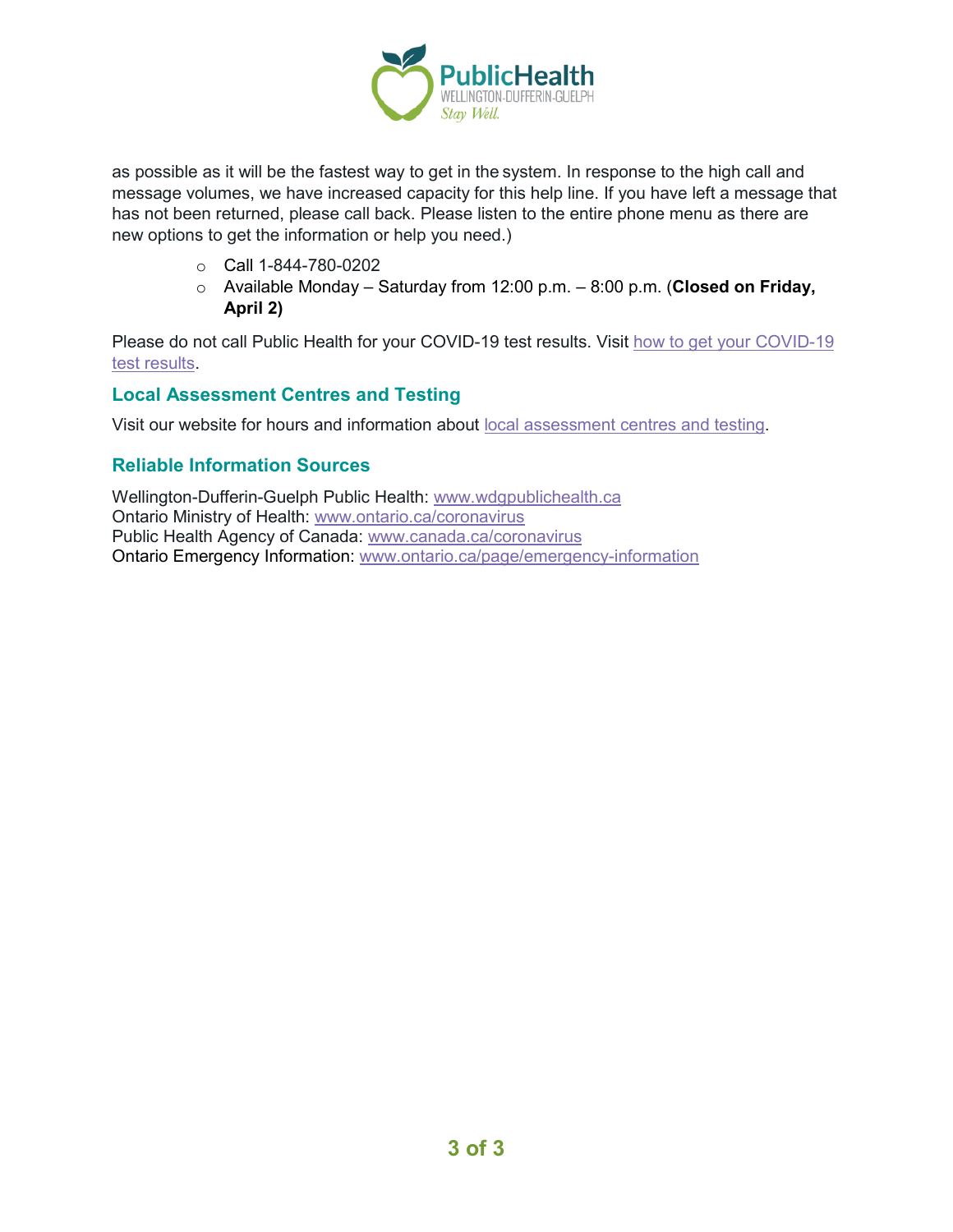as possible as it will be the fastest way to get in the system. In response to the high call and message volumes, we have increased capacity for this help line. If you have left a message that has not been returned, please call back. Please listen to the entire phone menu as there are new options to get the information or help you need.)

- Call 1-844-780-0202
- Available Monday – Saturday from 12:00 p.m. – 8:00 p.m. (**Closed on Friday, April 2)**

Please do not call Public Health for your COVID-19 test results. Visit how to get your COVID-19 test results.

## Local Assessment Centres and Testing

Visit our website for hours and information about local assessment centres and testing.

## Reliable Information Sources

Wellington-Dufferin-Guelph Public Health: www.wdgpublichealth.ca
Ontario Ministry of Health: www.ontario.ca/coronavirus
Public Health Agency of Canada: www.canada.ca/coronavirus
Ontario Emergency Information: www.ontario.ca/page/emergency-information